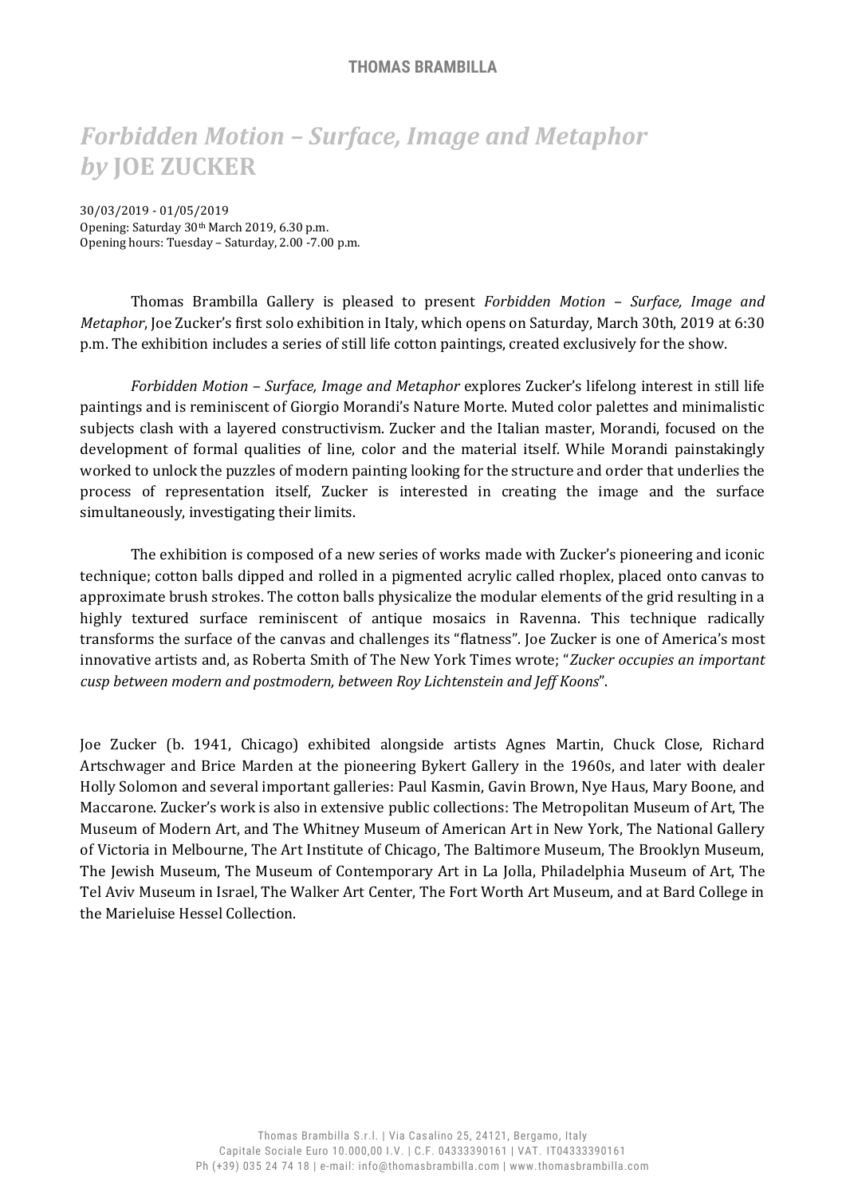**THOMAS BRAMBILLA**

# *Forbidden Motion – Surface, Image and Metaphor by* JOE ZUCKER

30/03/2019 - 01/05/2019
Opening: Saturday 30th March 2019, 6.30 p.m.
Opening hours: Tuesday – Saturday, 2.00 -7.00 p.m.

Thomas Brambilla Gallery is pleased to present *Forbidden Motion – Surface, Image and Metaphor*, Joe Zucker's first solo exhibition in Italy, which opens on Saturday, March 30th, 2019 at 6:30 p.m. The exhibition includes a series of still life cotton paintings, created exclusively for the show.

*Forbidden Motion – Surface, Image and Metaphor* explores Zucker's lifelong interest in still life paintings and is reminiscent of Giorgio Morandi's Nature Morte. Muted color palettes and minimalistic subjects clash with a layered constructivism. Zucker and the Italian master, Morandi, focused on the development of formal qualities of line, color and the material itself. While Morandi painstakingly worked to unlock the puzzles of modern painting looking for the structure and order that underlies the process of representation itself, Zucker is interested in creating the image and the surface simultaneously, investigating their limits.

The exhibition is composed of a new series of works made with Zucker's pioneering and iconic technique; cotton balls dipped and rolled in a pigmented acrylic called rhoplex, placed onto canvas to approximate brush strokes. The cotton balls physicalize the modular elements of the grid resulting in a highly textured surface reminiscent of antique mosaics in Ravenna. This technique radically transforms the surface of the canvas and challenges its "flatness". Joe Zucker is one of America's most innovative artists and, as Roberta Smith of The New York Times wrote; "*Zucker occupies an important cusp between modern and postmodern, between Roy Lichtenstein and Jeff Koons*".

Joe Zucker (b. 1941, Chicago) exhibited alongside artists Agnes Martin, Chuck Close, Richard Artschwager and Brice Marden at the pioneering Bykert Gallery in the 1960s, and later with dealer Holly Solomon and several important galleries: Paul Kasmin, Gavin Brown, Nye Haus, Mary Boone, and Maccarone. Zucker's work is also in extensive public collections: The Metropolitan Museum of Art, The Museum of Modern Art, and The Whitney Museum of American Art in New York, The National Gallery of Victoria in Melbourne, The Art Institute of Chicago, The Baltimore Museum, The Brooklyn Museum, The Jewish Museum, The Museum of Contemporary Art in La Jolla, Philadelphia Museum of Art, The Tel Aviv Museum in Israel, The Walker Art Center, The Fort Worth Art Museum, and at Bard College in the Marieluise Hessel Collection.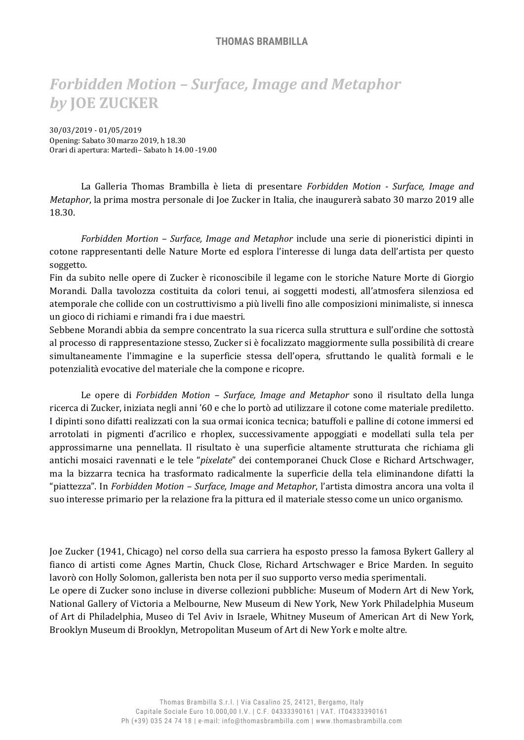# *Forbidden Motion – Surface, Image and Metaphor* *by* JOE ZUCKER

30/03/2019 - 01/05/2019
Opening: Sabato 30 marzo 2019, h 18.30
Orari di apertura: Martedì– Sabato h 14.00 -19.00

La Galleria Thomas Brambilla è lieta di presentare *Forbidden Motion - Surface, Image and Metaphor*, la prima mostra personale di Joe Zucker in Italia, che inaugurerà sabato 30 marzo 2019 alle 18.30.

*Forbidden Mortion – Surface, Image and Metaphor* include una serie di pioneristici dipinti in cotone rappresentanti delle Nature Morte ed esplora l'interesse di lunga data dell'artista per questo soggetto.
Fin da subito nelle opere di Zucker è riconoscibile il legame con le storiche Nature Morte di Giorgio Morandi. Dalla tavolozza costituita da colori tenui, ai soggetti modesti, all'atmosfera silenziosa ed atemporale che collide con un costruttivismo a più livelli fino alle composizioni minimaliste, si innesca un gioco di richiami e rimandi fra i due maestri.
Sebbene Morandi abbia da sempre concentrato la sua ricerca sulla struttura e sull'ordine che sottostà al processo di rappresentazione stesso, Zucker si è focalizzato maggiormente sulla possibilità di creare simultaneamente l'immagine e la superficie stessa dell'opera, sfruttando le qualità formali e le potenzialità evocative del materiale che la compone e ricopre.

Le opere di *Forbidden Motion – Surface, Image and Metaphor* sono il risultato della lunga ricerca di Zucker, iniziata negli anni '60 e che lo portò ad utilizzare il cotone come materiale prediletto. I dipinti sono difatti realizzati con la sua ormai iconica tecnica; batuffoli e palline di cotone immersi ed arrotolati in pigmenti d'acrilico e rhoplex, successivamente appoggiati e modellati sulla tela per approssimarne una pennellata. Il risultato è una superficie altamente strutturata che richiama gli antichi mosaici ravennati e le tele "*pixelate*" dei contemporanei Chuck Close e Richard Artschwager, ma la bizzarra tecnica ha trasformato radicalmente la superficie della tela eliminandone difatti la "piattezza". In *Forbidden Motion – Surface, Image and Metaphor*, l'artista dimostra ancora una volta il suo interesse primario per la relazione fra la pittura ed il materiale stesso come un unico organismo.

Joe Zucker (1941, Chicago) nel corso della sua carriera ha esposto presso la famosa Bykert Gallery al fianco di artisti come Agnes Martin, Chuck Close, Richard Artschwager e Brice Marden. In seguito lavorò con Holly Solomon, gallerista ben nota per il suo supporto verso media sperimentali.
Le opere di Zucker sono incluse in diverse collezioni pubbliche: Museum of Modern Art di New York, National Gallery of Victoria a Melbourne, New Museum di New York, New York Philadelphia Museum of Art di Philadelphia, Museo di Tel Aviv in Israele, Whitney Museum of American Art di New York, Brooklyn Museum di Brooklyn, Metropolitan Museum of Art di New York e molte altre.